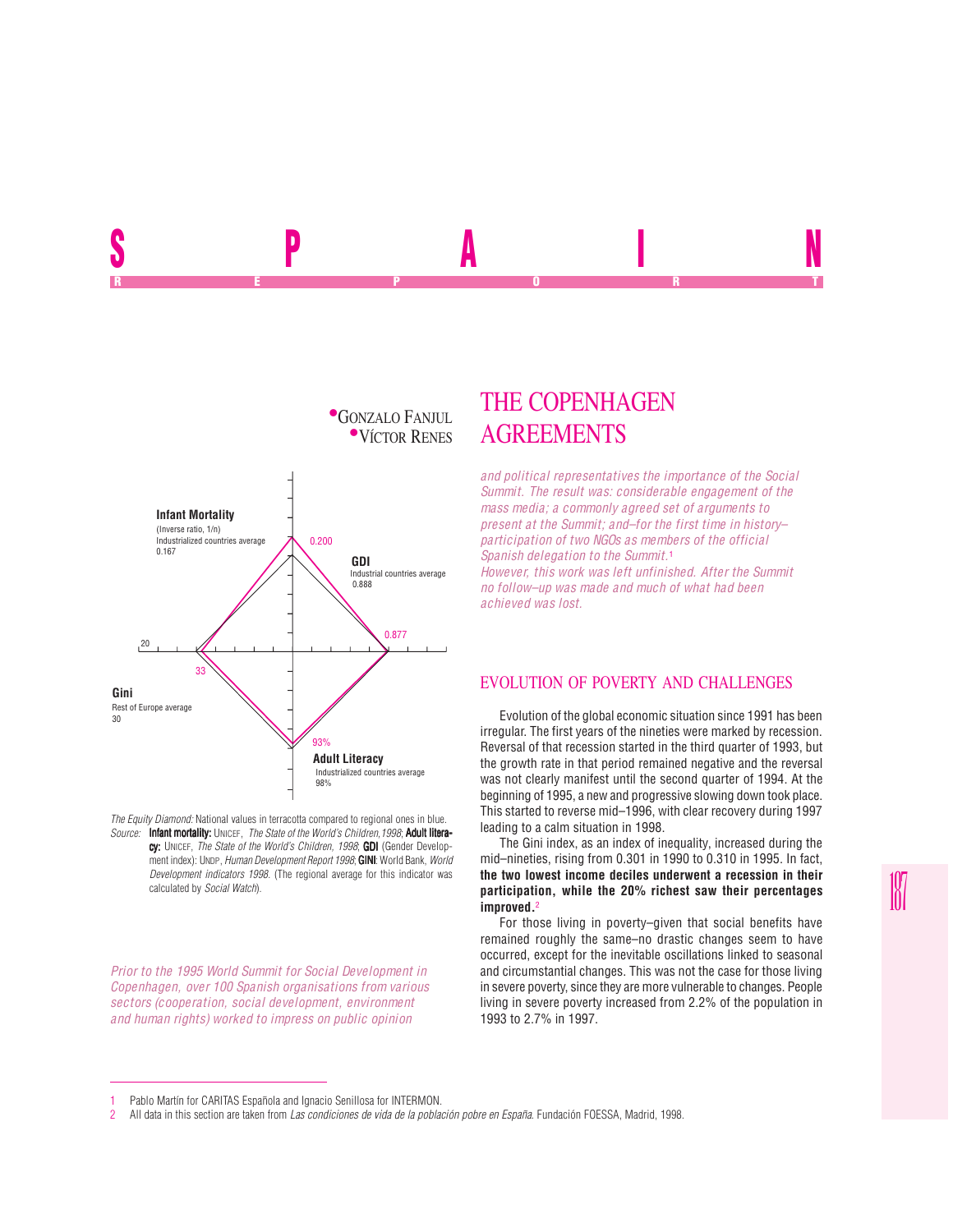# SPAIN

REPORT

**•Gonzalo Fanjul**
**•Víctor Renes**

Infant Mortality (Inverse ratio, 1/n) Industrialized countries average 0.167 — 0.200

GDI Industrial countries average 0.888 — 0.877

Gini Rest of Europe average 30 — 33

Adult Literacy Industrialized countries average 98% — 93%

*The Equity Diamond:* National values in terracotta compared to regional ones in blue.
*Source:* **Infant mortality:** UNICEF, *The State of the World's Children,1998*; **Adult literacy:** UNICEF, *The State of the World's Children, 1998*; **GDI** (Gender Development index): UNDP, *Human Development Report 1998*; **GINI**: World Bank, *World Development indicators 1998*. (The regional average for this indicator was calculated by *Social Watch*).

# THE COPENHAGEN AGREEMENTS

*Prior to the 1995 World Summit for Social Development in Copenhagen, over 100 Spanish organisations from various sectors (cooperation, social development, environment and human rights) worked to impress on public opinion and political representatives the importance of the Social Summit. The result was: considerable engagement of the mass media; a commonly agreed set of arguments to present at the Summit; and–for the first time in history–participation of two NGOs as members of the official Spanish delegation to the Summit.*[1]
*However, this work was left unfinished. After the Summit no follow–up was made and much of what had been achieved was lost.*

## EVOLUTION OF POVERTY AND CHALLENGES

Evolution of the global economic situation since 1991 has been irregular. The first years of the nineties were marked by recession. Reversal of that recession started in the third quarter of 1993, but the growth rate in that period remained negative and the reversal was not clearly manifest until the second quarter of 1994. At the beginning of 1995, a new and progressive slowing down took place. This started to reverse mid–1996, with clear recovery during 1997 leading to a calm situation in 1998.

The Gini index, as an index of inequality, increased during the mid–nineties, rising from 0.301 in 1990 to 0.310 in 1995. In fact, **the two lowest income deciles underwent a recession in their participation, while the 20% richest saw their percentages improved.**[2]

For those living in poverty–given that social benefits have remained roughly the same–no drastic changes seem to have occurred, except for the inevitable oscillations linked to seasonal and circumstantial changes. This was not the case for those living in severe poverty, since they are more vulnerable to changes. People living in severe poverty increased from 2.2% of the population in 1993 to 2.7% in 1997.

---

1 Pablo Martín for CARITAS Española and Ignacio Senillosa for INTERMON.

2 All data in this section are taken from *Las condiciones de vida de la población pobre en España*. Fundación FOESSA, Madrid, 1998.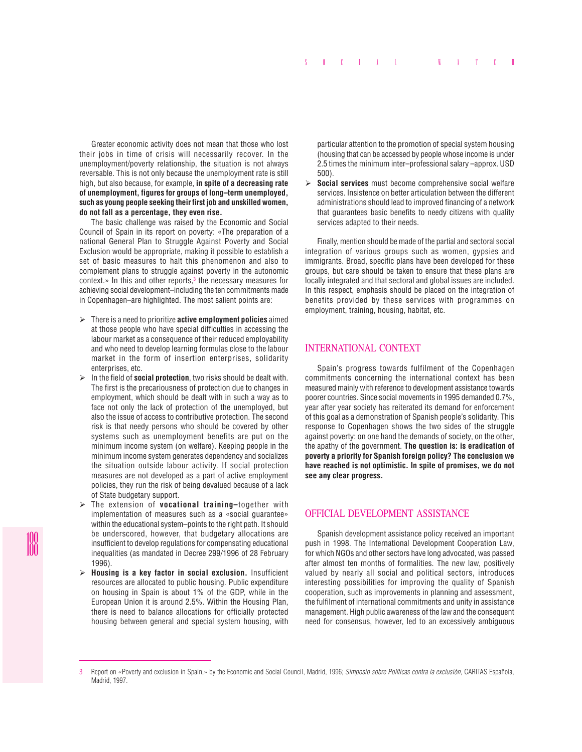Greater economic activity does not mean that those who lost their jobs in time of crisis will necessarily recover. In the unemployment/poverty relationship, the situation is not always reversable. This is not only because the unemployment rate is still high, but also because, for example, **in spite of a decreasing rate of unemployment, figures for groups of long–term unemployed, such as young people seeking their first job and unskilled women, do not fall as a percentage, they even rise.**

The basic challenge was raised by the Economic and Social Council of Spain in its report on poverty: «The preparation of a national General Plan to Struggle Against Poverty and Social Exclusion would be appropriate, making it possible to establish a set of basic measures to halt this phenomenon and also to complement plans to struggle against poverty in the autonomic context.» In this and other reports,[3] the necessary measures for achieving social development–including the ten commitments made in Copenhagen–are highlighted. The most salient points are:

- There is a need to prioritize **active employment policies** aimed at those people who have special difficulties in accessing the labour market as a consequence of their reduced employability and who need to develop learning formulas close to the labour market in the form of insertion enterprises, solidarity enterprises, etc.
- In the field of **social protection**, two risks should be dealt with. The first is the precariousness of protection due to changes in employment, which should be dealt with in such a way as to face not only the lack of protection of the unemployed, but also the issue of access to contributive protection. The second risk is that needy persons who should be covered by other systems such as unemployment benefits are put on the minimum income system (on welfare). Keeping people in the minimum income system generates dependency and socializes the situation outside labour activity. If social protection measures are not developed as a part of active employment policies, they run the risk of being devalued because of a lack of State budgetary support.
- The extension of **vocational training–**together with implementation of measures such as a «social guarantee» within the educational system–points to the right path. It should be underscored, however, that budgetary allocations are insufficient to develop regulations for compensating educational inequalities (as mandated in Decree 299/1996 of 28 February 1996).
- **Housing is a key factor in social exclusion.** Insufficient resources are allocated to public housing. Public expenditure on housing in Spain is about 1% of the GDP, while in the European Union it is around 2.5%. Within the Housing Plan, there is need to balance allocations for officially protected housing between general and special system housing, with particular attention to the promotion of special system housing (housing that can be accessed by people whose income is under 2.5 times the minimum inter–professional salary –approx. USD 500).
- **Social services** must become comprehensive social welfare services. Insistence on better articulation between the different administrations should lead to improved financing of a network that guarantees basic benefits to needy citizens with quality services adapted to their needs.

Finally, mention should be made of the partial and sectoral social integration of various groups such as women, gypsies and immigrants. Broad, specific plans have been developed for these groups, but care should be taken to ensure that these plans are locally integrated and that sectoral and global issues are included. In this respect, emphasis should be placed on the integration of benefits provided by these services with programmes on employment, training, housing, habitat, etc.

## INTERNATIONAL CONTEXT

Spain's progress towards fulfilment of the Copenhagen commitments concerning the international context has been measured mainly with reference to development assistance towards poorer countries. Since social movements in 1995 demanded 0.7%, year after year society has reiterated its demand for enforcement of this goal as a demonstration of Spanish people's solidarity. This response to Copenhagen shows the two sides of the struggle against poverty: on one hand the demands of society, on the other, the apathy of the government. **The question is: is eradication of poverty a priority for Spanish foreign policy? The conclusion we have reached is not optimistic. In spite of promises, we do not see any clear progress.**

## OFFICIAL DEVELOPMENT ASSISTANCE

Spanish development assistance policy received an important push in 1998. The International Development Cooperation Law, for which NGOs and other sectors have long advocated, was passed after almost ten months of formalities. The new law, positively valued by nearly all social and political sectors, introduces interesting possibilities for improving the quality of Spanish cooperation, such as improvements in planning and assessment, the fulfilment of international commitments and unity in assistance management. High public awareness of the law and the consequent need for consensus, however, led to an excessively ambiguous

---

3 Report on «Poverty and exclusion in Spain,» by the Economic and Social Council, Madrid, 1996; *Simposio sobre Políticas contra la exclusión*, CARITAS Española, Madrid, 1997.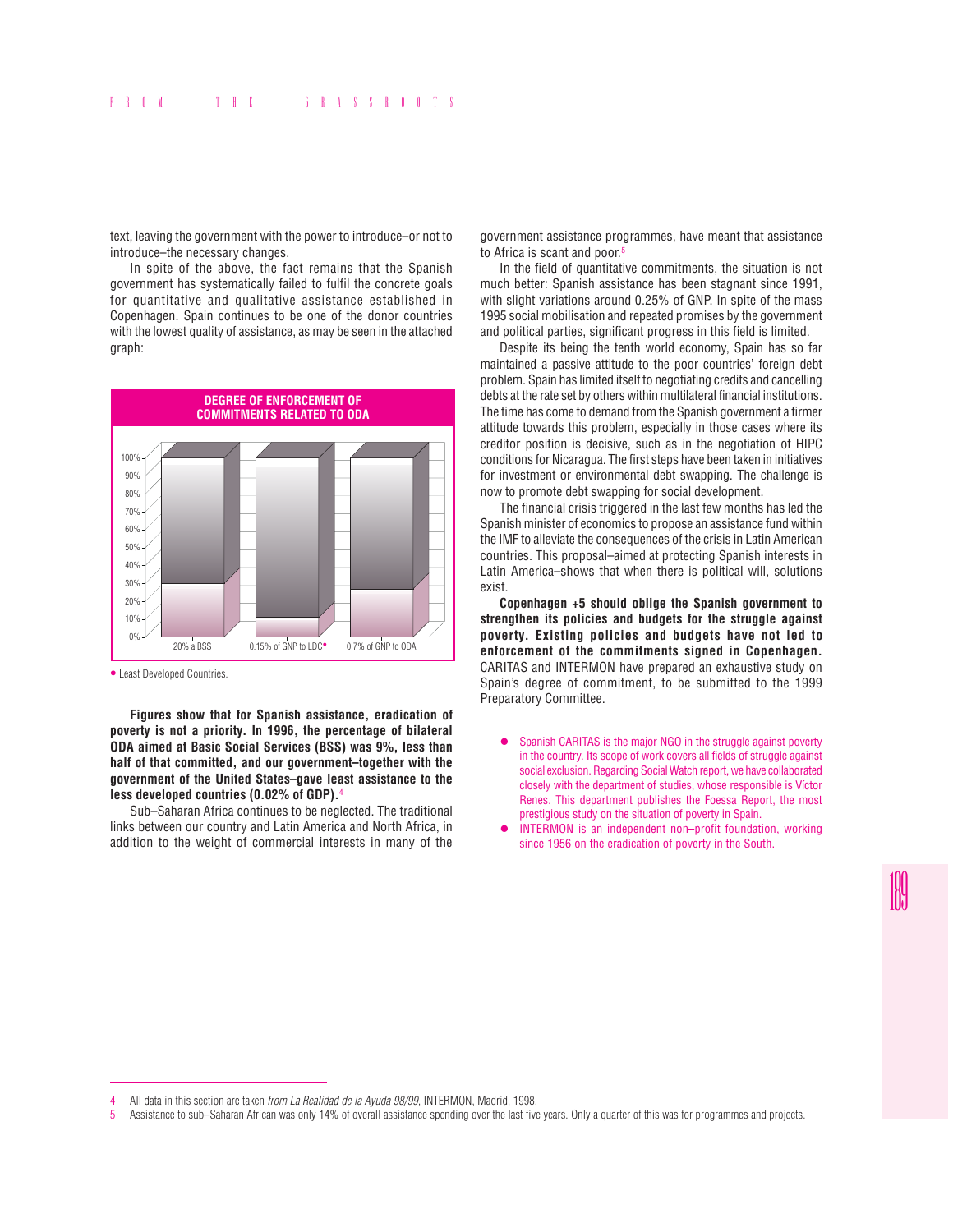text, leaving the government with the power to introduce–or not to introduce–the necessary changes.

In spite of the above, the fact remains that the Spanish government has systematically failed to fulfil the concrete goals for quantitative and qualitative assistance established in Copenhagen. Spain continues to be one of the donor countries with the lowest quality of assistance, as may be seen in the attached graph:

**DEGREE OF ENFORCEMENT OF COMMITMENTS RELATED TO ODA**

100%
90%
80%
70%
60%
50%
40%
30%
20%
10%
0%

20% a BSS
0.15% of GNP to LDC•
0.7% of GNP to ODA

• Least Developed Countries.

**Figures show that for Spanish assistance, eradication of poverty is not a priority. In 1996, the percentage of bilateral ODA aimed at Basic Social Services (BSS) was 9%, less than half of that committed, and our government–together with the government of the United States–gave least assistance to the less developed countries (0.02% of GDP).**[4]

Sub–Saharan Africa continues to be neglected. The traditional links between our country and Latin America and North Africa, in addition to the weight of commercial interests in many of the government assistance programmes, have meant that assistance to Africa is scant and poor.[5]

In the field of quantitative commitments, the situation is not much better: Spanish assistance has been stagnant since 1991, with slight variations around 0.25% of GNP. In spite of the mass 1995 social mobilisation and repeated promises by the government and political parties, significant progress in this field is limited.

Despite its being the tenth world economy, Spain has so far maintained a passive attitude to the poor countries' foreign debt problem. Spain has limited itself to negotiating credits and cancelling debts at the rate set by others within multilateral financial institutions. The time has come to demand from the Spanish government a firmer attitude towards this problem, especially in those cases where its creditor position is decisive, such as in the negotiation of HIPC conditions for Nicaragua. The first steps have been taken in initiatives for investment or environmental debt swapping. The challenge is now to promote debt swapping for social development.

The financial crisis triggered in the last few months has led the Spanish minister of economics to propose an assistance fund within the IMF to alleviate the consequences of the crisis in Latin American countries. This proposal–aimed at protecting Spanish interests in Latin America–shows that when there is political will, solutions exist.

**Copenhagen +5 should oblige the Spanish government to strengthen its policies and budgets for the struggle against poverty. Existing policies and budgets have not led to enforcement of the commitments signed in Copenhagen.** CARITAS and INTERMON have prepared an exhaustive study on Spain's degree of commitment, to be submitted to the 1999 Preparatory Committee.

- Spanish CARITAS is the major NGO in the struggle against poverty in the country. Its scope of work covers all fields of struggle against social exclusion. Regarding Social Watch report, we have collaborated closely with the department of studies, whose responsible is Víctor Renes. This department publishes the Foessa Report, the most prestigious study on the situation of poverty in Spain.
- INTERMON is an independent non–profit foundation, working since 1956 on the eradication of poverty in the South.

---

4 All data in this section are taken *from La Realidad de la Ayuda 98/99*, INTERMON, Madrid, 1998.

5 Assistance to sub–Saharan African was only 14% of overall assistance spending over the last five years. Only a quarter of this was for programmes and projects.